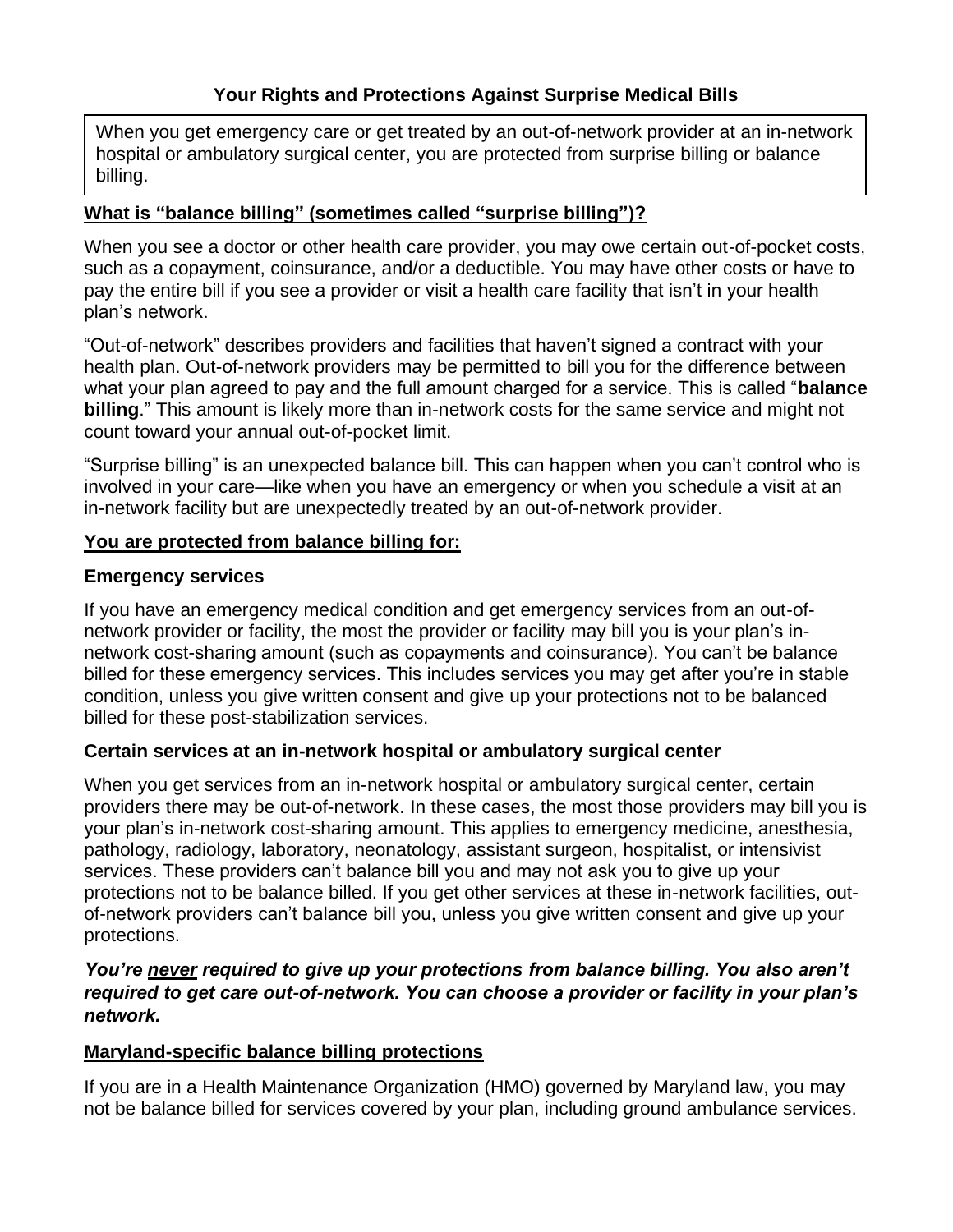# Your Rights and Protections Against Surprise Medical Bills

When you get emergency care or get treated by an out-of-network provider at an in-network hospital or ambulatory surgical center, you are protected from surprise billing or balance billing.

## What is "balance billing" (sometimes called "surprise billing")?

When you see a doctor or other health care provider, you may owe certain out-of-pocket costs, such as a copayment, coinsurance, and/or a deductible. You may have other costs or have to pay the entire bill if you see a provider or visit a health care facility that isn't in your health plan's network.

"Out-of-network" describes providers and facilities that haven't signed a contract with your health plan. Out-of-network providers may be permitted to bill you for the difference between what your plan agreed to pay and the full amount charged for a service. This is called "**balance billing**." This amount is likely more than in-network costs for the same service and might not count toward your annual out-of-pocket limit.

"Surprise billing" is an unexpected balance bill. This can happen when you can't control who is involved in your care—like when you have an emergency or when you schedule a visit at an in-network facility but are unexpectedly treated by an out-of-network provider.

## You are protected from balance billing for:

### Emergency services

If you have an emergency medical condition and get emergency services from an out-of-network provider or facility, the most the provider or facility may bill you is your plan's in-network cost-sharing amount (such as copayments and coinsurance). You can't be balance billed for these emergency services. This includes services you may get after you're in stable condition, unless you give written consent and give up your protections not to be balanced billed for these post-stabilization services.

### Certain services at an in-network hospital or ambulatory surgical center

When you get services from an in-network hospital or ambulatory surgical center, certain providers there may be out-of-network. In these cases, the most those providers may bill you is your plan's in-network cost-sharing amount. This applies to emergency medicine, anesthesia, pathology, radiology, laboratory, neonatology, assistant surgeon, hospitalist, or intensivist services. These providers can't balance bill you and may not ask you to give up your protections not to be balance billed. If you get other services at these in-network facilities, out-of-network providers can't balance bill you, unless you give written consent and give up your protections.

***You're never required to give up your protections from balance billing. You also aren't required to get care out-of-network. You can choose a provider or facility in your plan's network.***

## Maryland-specific balance billing protections

If you are in a Health Maintenance Organization (HMO) governed by Maryland law, you may not be balance billed for services covered by your plan, including ground ambulance services.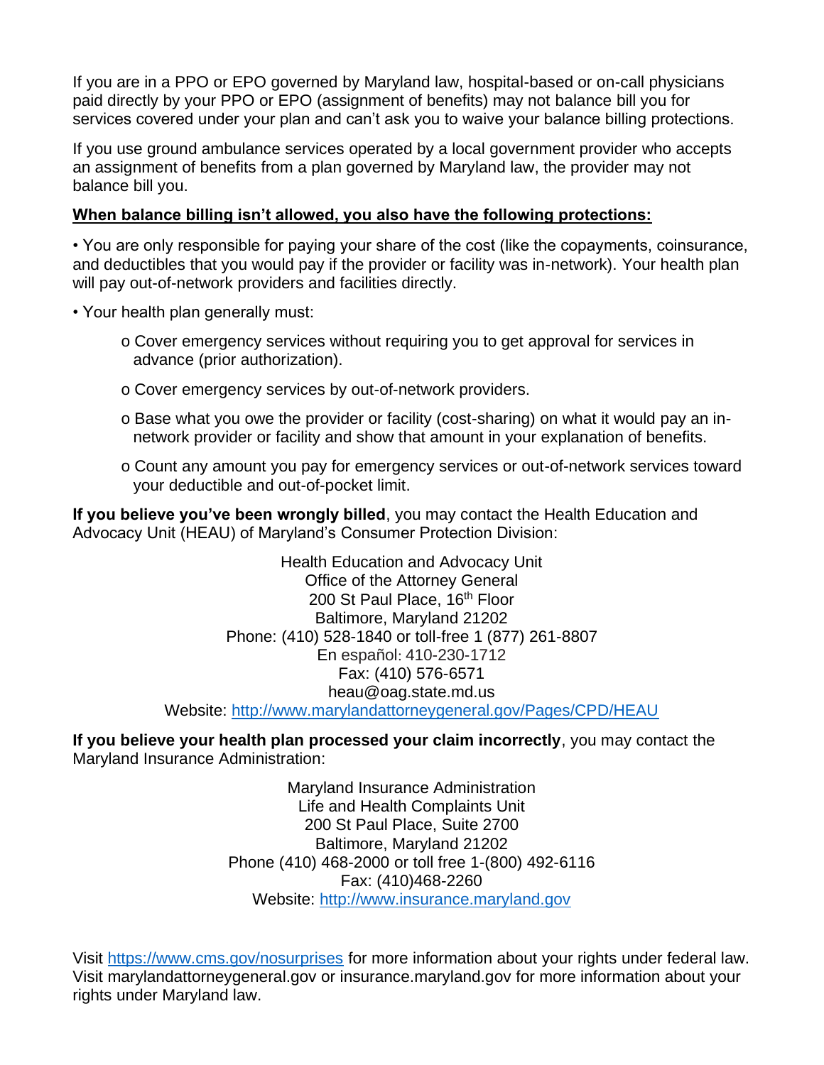If you are in a PPO or EPO governed by Maryland law, hospital-based or on-call physicians paid directly by your PPO or EPO (assignment of benefits) may not balance bill you for services covered under your plan and can't ask you to waive your balance billing protections.

If you use ground ambulance services operated by a local government provider who accepts an assignment of benefits from a plan governed by Maryland law, the provider may not balance bill you.

**When balance billing isn't allowed, you also have the following protections:**

- You are only responsible for paying your share of the cost (like the copayments, coinsurance, and deductibles that you would pay if the provider or facility was in-network). Your health plan will pay out-of-network providers and facilities directly.
- Your health plan generally must:
  - Cover emergency services without requiring you to get approval for services in advance (prior authorization).
  - Cover emergency services by out-of-network providers.
  - Base what you owe the provider or facility (cost-sharing) on what it would pay an in-network provider or facility and show that amount in your explanation of benefits.
  - Count any amount you pay for emergency services or out-of-network services toward your deductible and out-of-pocket limit.

**If you believe you've been wrongly billed**, you may contact the Health Education and Advocacy Unit (HEAU) of Maryland's Consumer Protection Division:

Health Education and Advocacy Unit
Office of the Attorney General
200 St Paul Place, 16th Floor
Baltimore, Maryland 21202
Phone: (410) 528-1840 or toll-free 1 (877) 261-8807
En español: 410-230-1712
Fax: (410) 576-6571
heau@oag.state.md.us
Website: http://www.marylandattorneygeneral.gov/Pages/CPD/HEAU

**If you believe your health plan processed your claim incorrectly**, you may contact the Maryland Insurance Administration:

Maryland Insurance Administration
Life and Health Complaints Unit
200 St Paul Place, Suite 2700
Baltimore, Maryland 21202
Phone (410) 468-2000 or toll free 1-(800) 492-6116
Fax: (410)468-2260
Website: http://www.insurance.maryland.gov

Visit https://www.cms.gov/nosurprises for more information about your rights under federal law. Visit marylandattorneygeneral.gov or insurance.maryland.gov for more information about your rights under Maryland law.